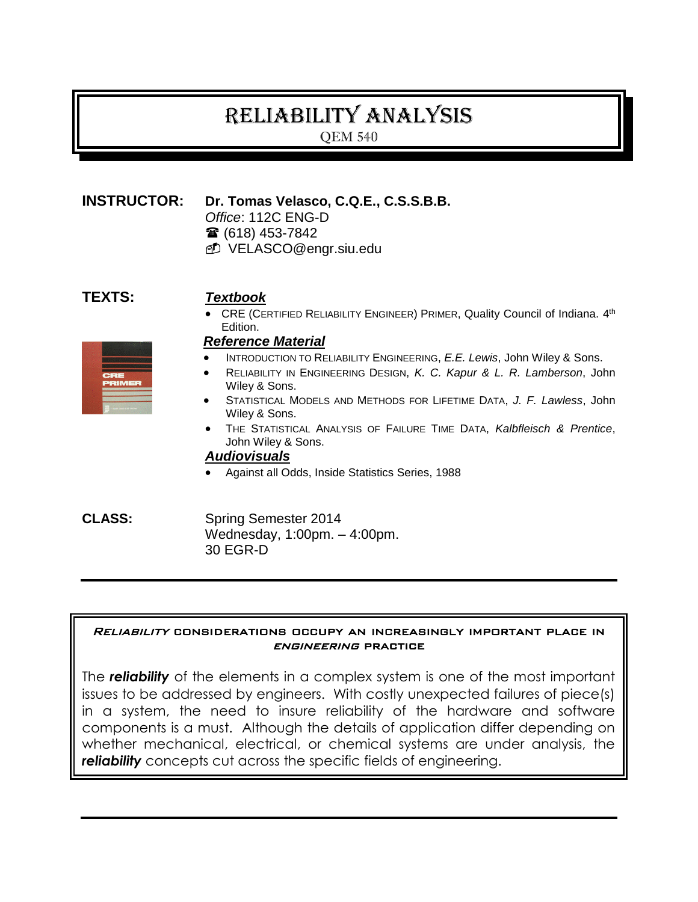# RELIABILITY ANALYSIS

QEM 540

**INSTRUCTOR:** **Dr. Tomas Velasco, C.Q.E., C.S.S.B.B.**
*Office*: 112C ENG-D
☎ (618) 453-7842
VELASCO@engr.siu.edu

**TEXTS:**

***Textbook***

- CRE (CERTIFIED RELIABILITY ENGINEER) PRIMER, Quality Council of Indiana. 4th Edition.

***Reference Material***

- INTRODUCTION TO RELIABILITY ENGINEERING, *E.E. Lewis*, John Wiley & Sons.
- RELIABILITY IN ENGINEERING DESIGN, *K. C. Kapur & L. R. Lamberson*, John Wiley & Sons.
- STATISTICAL MODELS AND METHODS FOR LIFETIME DATA, *J. F. Lawless*, John Wiley & Sons.
- THE STATISTICAL ANALYSIS OF FAILURE TIME DATA, *Kalbfleisch & Prentice*, John Wiley & Sons.

***Audiovisuals***

- Against all Odds, Inside Statistics Series, 1988

**CLASS:** Spring Semester 2014
Wednesday, 1:00pm. – 4:00pm.
30 EGR-D

---

**_RELIABILITY_ CONSIDERATIONS OCCUPY AN INCREASINGLY IMPORTANT PLACE IN _ENGINEERING_ PRACTICE**

The ***reliability*** of the elements in a complex system is one of the most important issues to be addressed by engineers. With costly unexpected failures of piece(s) in a system, the need to insure reliability of the hardware and software components is a must. Although the details of application differ depending on whether mechanical, electrical, or chemical systems are under analysis, the ***reliability*** concepts cut across the specific fields of engineering.

---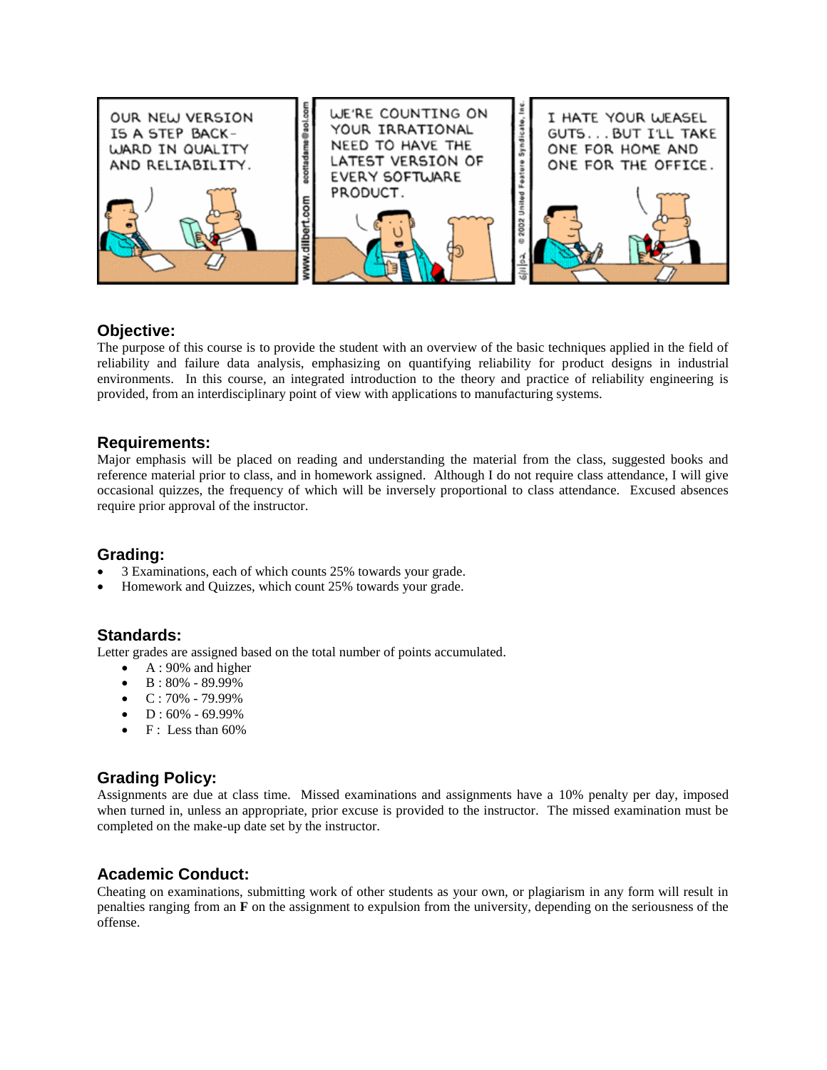## Objective:

The purpose of this course is to provide the student with an overview of the basic techniques applied in the field of reliability and failure data analysis, emphasizing on quantifying reliability for product designs in industrial environments. In this course, an integrated introduction to the theory and practice of reliability engineering is provided, from an interdisciplinary point of view with applications to manufacturing systems.

## Requirements:

Major emphasis will be placed on reading and understanding the material from the class, suggested books and reference material prior to class, and in homework assigned. Although I do not require class attendance, I will give occasional quizzes, the frequency of which will be inversely proportional to class attendance. Excused absences require prior approval of the instructor.

## Grading:

- 3 Examinations, each of which counts 25% towards your grade.
- Homework and Quizzes, which count 25% towards your grade.

## Standards:

Letter grades are assigned based on the total number of points accumulated.

- A : 90% and higher
- B : 80% - 89.99%
- C : 70% - 79.99%
- D : 60% - 69.99%
- F : Less than 60%

## Grading Policy:

Assignments are due at class time. Missed examinations and assignments have a 10% penalty per day, imposed when turned in, unless an appropriate, prior excuse is provided to the instructor. The missed examination must be completed on the make-up date set by the instructor.

## Academic Conduct:

Cheating on examinations, submitting work of other students as your own, or plagiarism in any form will result in penalties ranging from an **F** on the assignment to expulsion from the university, depending on the seriousness of the offense.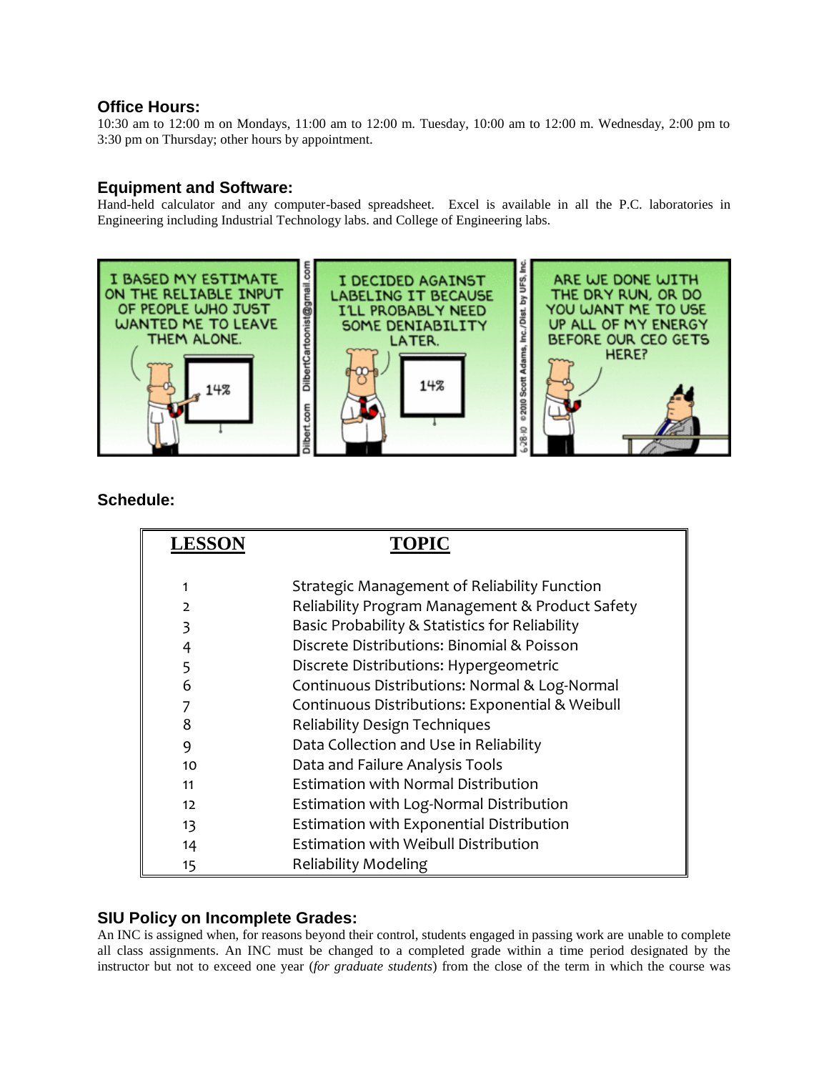### Office Hours:

10:30 am to 12:00 m on Mondays, 11:00 am to 12:00 m. Tuesday, 10:00 am to 12:00 m. Wednesday, 2:00 pm to 3:30 pm on Thursday; other hours by appointment.

### Equipment and Software:

Hand-held calculator and any computer-based spreadsheet. Excel is available in all the P.C. laboratories in Engineering including Industrial Technology labs. and College of Engineering labs.

### Schedule:

| LESSON | TOPIC |
|---|---|
| 1 | Strategic Management of Reliability Function |
| 2 | Reliability Program Management & Product Safety |
| 3 | Basic Probability & Statistics for Reliability |
| 4 | Discrete Distributions: Binomial & Poisson |
| 5 | Discrete Distributions: Hypergeometric |
| 6 | Continuous Distributions: Normal & Log-Normal |
| 7 | Continuous Distributions: Exponential & Weibull |
| 8 | Reliability Design Techniques |
| 9 | Data Collection and Use in Reliability |
| 10 | Data and Failure Analysis Tools |
| 11 | Estimation with Normal Distribution |
| 12 | Estimation with Log-Normal Distribution |
| 13 | Estimation with Exponential Distribution |
| 14 | Estimation with Weibull Distribution |
| 15 | Reliability Modeling |

### SIU Policy on Incomplete Grades:

An INC is assigned when, for reasons beyond their control, students engaged in passing work are unable to complete all class assignments. An INC must be changed to a completed grade within a time period designated by the instructor but not to exceed one year (*for graduate students*) from the close of the term in which the course was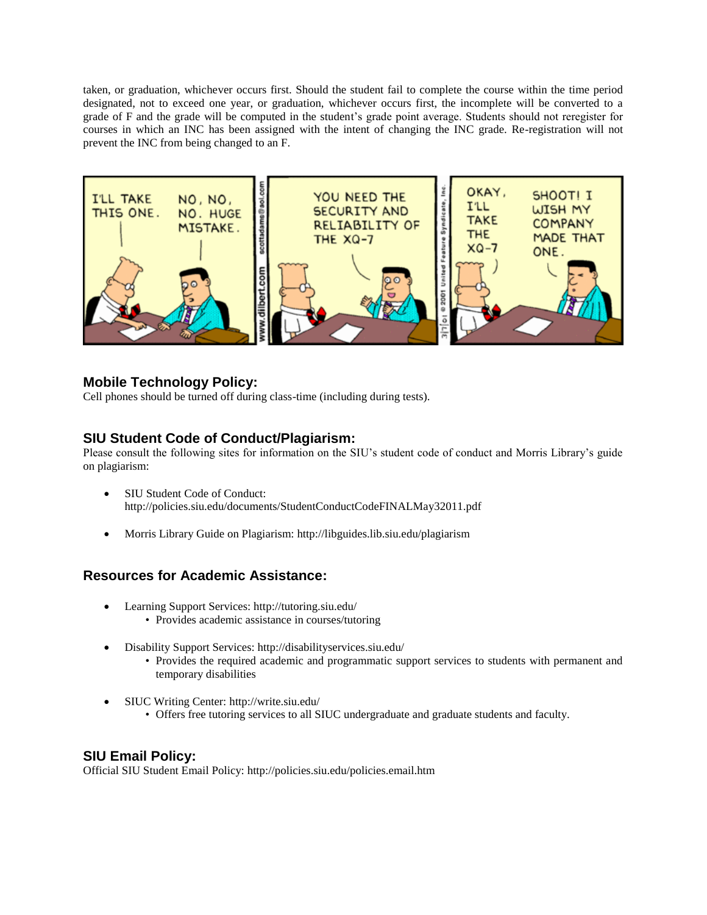taken, or graduation, whichever occurs first. Should the student fail to complete the course within the time period designated, not to exceed one year, or graduation, whichever occurs first, the incomplete will be converted to a grade of F and the grade will be computed in the student's grade point average. Students should not reregister for courses in which an INC has been assigned with the intent of changing the INC grade. Re-registration will not prevent the INC from being changed to an F.

## Mobile Technology Policy:

Cell phones should be turned off during class-time (including during tests).

## SIU Student Code of Conduct/Plagiarism:

Please consult the following sites for information on the SIU's student code of conduct and Morris Library's guide on plagiarism:

- SIU Student Code of Conduct: http://policies.siu.edu/documents/StudentConductCodeFINALMay32011.pdf
- Morris Library Guide on Plagiarism: http://libguides.lib.siu.edu/plagiarism

## Resources for Academic Assistance:

- Learning Support Services: http://tutoring.siu.edu/
  - Provides academic assistance in courses/tutoring
- Disability Support Services: http://disabilityservices.siu.edu/
  - Provides the required academic and programmatic support services to students with permanent and temporary disabilities
- SIUC Writing Center: http://write.siu.edu/
  - Offers free tutoring services to all SIUC undergraduate and graduate students and faculty.

## SIU Email Policy:

Official SIU Student Email Policy: http://policies.siu.edu/policies.email.htm